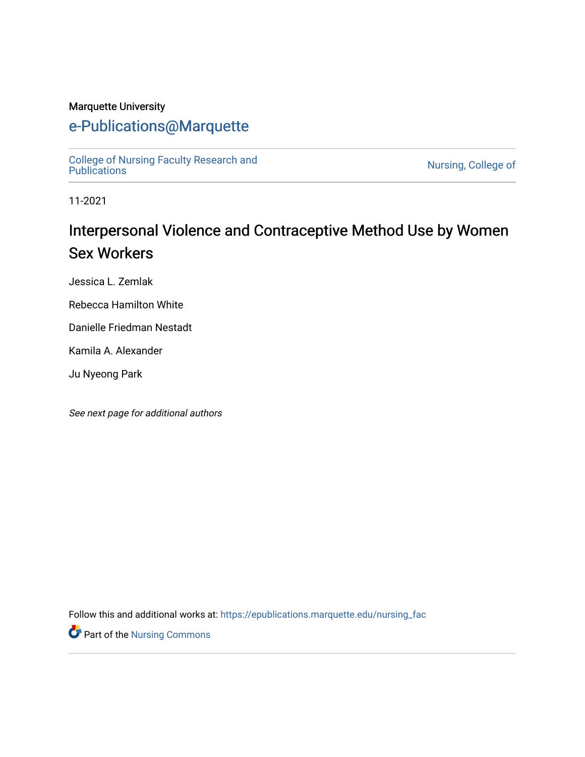Marquette University

# e-Publications@Marquette

College of Nursing Faculty Research and Publications

Nursing, College of

11-2021

## Interpersonal Violence and Contraceptive Method Use by Women Sex Workers

Jessica L. Zemlak

Rebecca Hamilton White

Danielle Friedman Nestadt

Kamila A. Alexander

Ju Nyeong Park

*See next page for additional authors*

Follow this and additional works at: https://epublications.marquette.edu/nursing_fac

Part of the Nursing Commons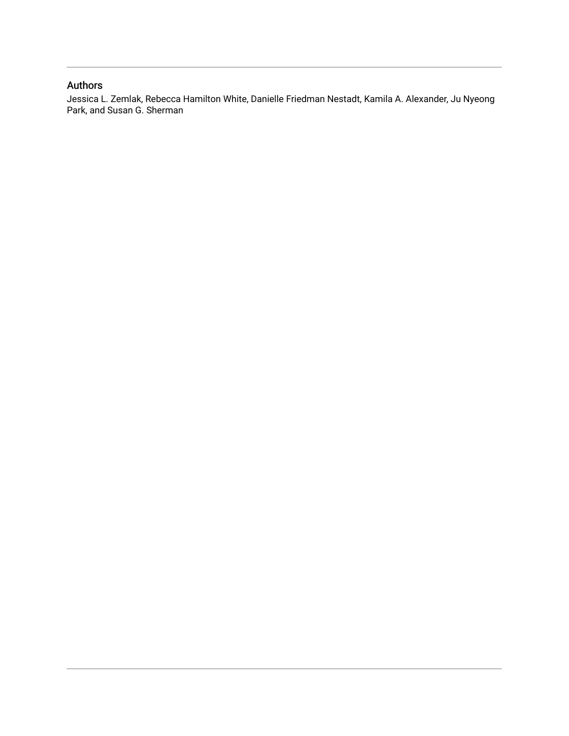## Authors

Jessica L. Zemlak, Rebecca Hamilton White, Danielle Friedman Nestadt, Kamila A. Alexander, Ju Nyeong Park, and Susan G. Sherman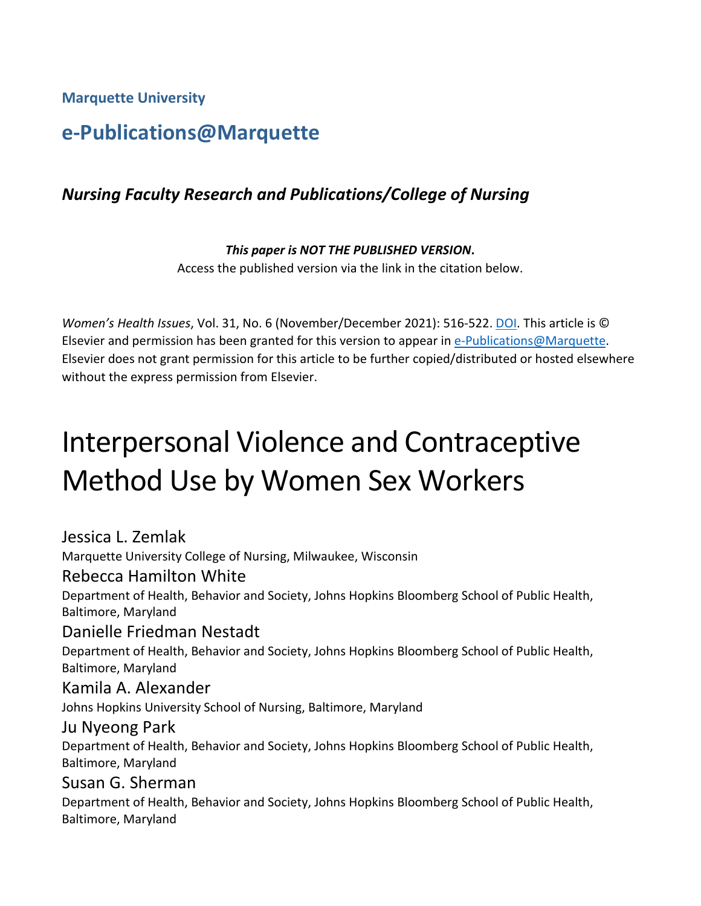**Marquette University**

## e-Publications@Marquette

### *Nursing Faculty Research and Publications/College of Nursing*

***This paper is NOT THE PUBLISHED VERSION*.**
Access the published version via the link in the citation below.

*Women's Health Issues*, Vol. 31, No. 6 (November/December 2021): 516-522. DOI. This article is © Elsevier and permission has been granted for this version to appear in e-Publications@Marquette. Elsevier does not grant permission for this article to be further copied/distributed or hosted elsewhere without the express permission from Elsevier.

# Interpersonal Violence and Contraceptive Method Use by Women Sex Workers

Jessica L. Zemlak
Marquette University College of Nursing, Milwaukee, Wisconsin

Rebecca Hamilton White
Department of Health, Behavior and Society, Johns Hopkins Bloomberg School of Public Health, Baltimore, Maryland

Danielle Friedman Nestadt
Department of Health, Behavior and Society, Johns Hopkins Bloomberg School of Public Health, Baltimore, Maryland

Kamila A. Alexander
Johns Hopkins University School of Nursing, Baltimore, Maryland

Ju Nyeong Park
Department of Health, Behavior and Society, Johns Hopkins Bloomberg School of Public Health, Baltimore, Maryland

Susan G. Sherman
Department of Health, Behavior and Society, Johns Hopkins Bloomberg School of Public Health, Baltimore, Maryland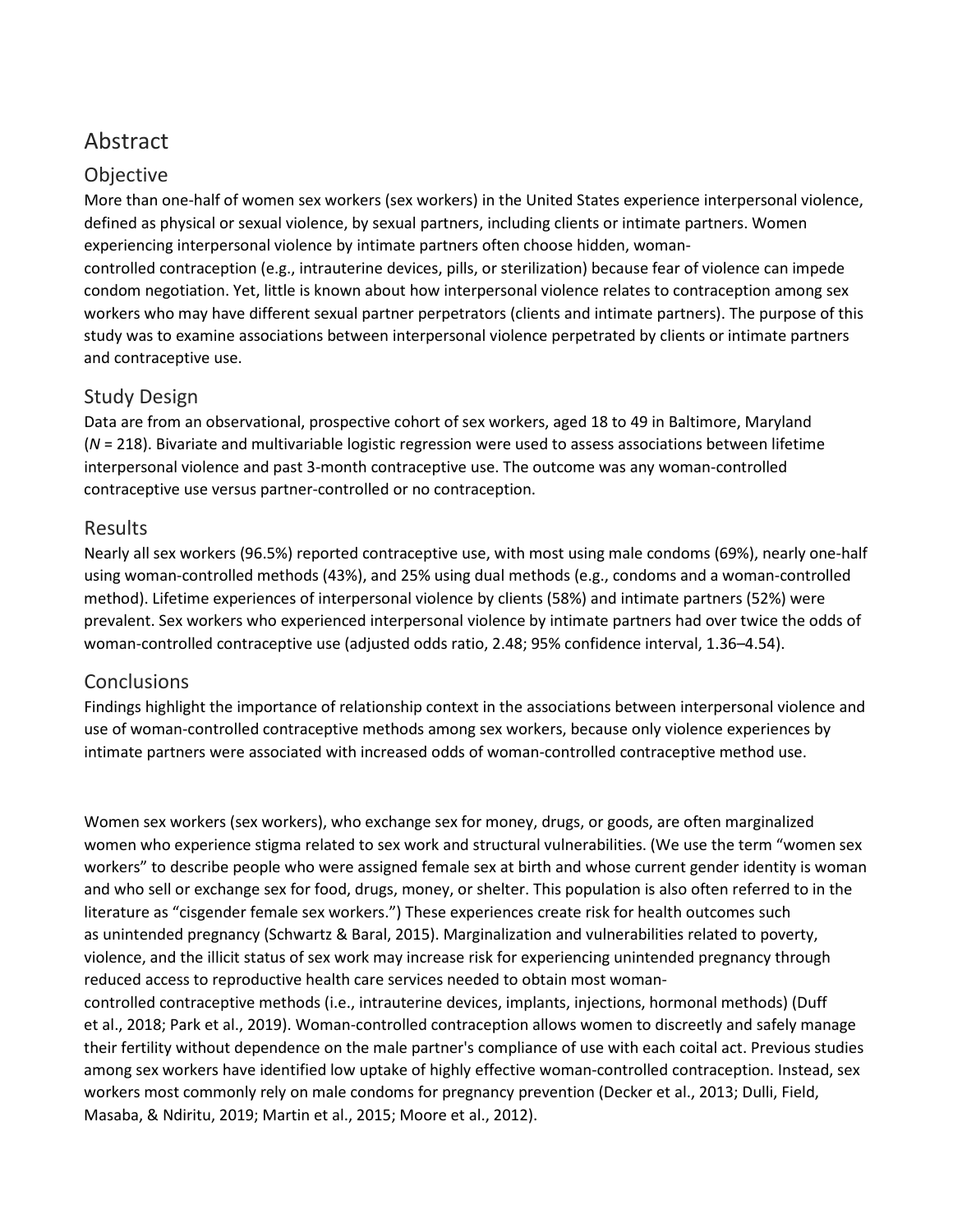# Abstract

## Objective

More than one-half of women sex workers (sex workers) in the United States experience interpersonal violence, defined as physical or sexual violence, by sexual partners, including clients or intimate partners. Women experiencing interpersonal violence by intimate partners often choose hidden, woman-controlled contraception (e.g., intrauterine devices, pills, or sterilization) because fear of violence can impede condom negotiation. Yet, little is known about how interpersonal violence relates to contraception among sex workers who may have different sexual partner perpetrators (clients and intimate partners). The purpose of this study was to examine associations between interpersonal violence perpetrated by clients or intimate partners and contraceptive use.

## Study Design

Data are from an observational, prospective cohort of sex workers, aged 18 to 49 in Baltimore, Maryland ($N$ = 218). Bivariate and multivariable logistic regression were used to assess associations between lifetime interpersonal violence and past 3-month contraceptive use. The outcome was any woman-controlled contraceptive use versus partner-controlled or no contraception.

## Results

Nearly all sex workers (96.5%) reported contraceptive use, with most using male condoms (69%), nearly one-half using woman-controlled methods (43%), and 25% using dual methods (e.g., condoms and a woman-controlled method). Lifetime experiences of interpersonal violence by clients (58%) and intimate partners (52%) were prevalent. Sex workers who experienced interpersonal violence by intimate partners had over twice the odds of woman-controlled contraceptive use (adjusted odds ratio, 2.48; 95% confidence interval, 1.36–4.54).

## Conclusions

Findings highlight the importance of relationship context in the associations between interpersonal violence and use of woman-controlled contraceptive methods among sex workers, because only violence experiences by intimate partners were associated with increased odds of woman-controlled contraceptive method use.

Women sex workers (sex workers), who exchange sex for money, drugs, or goods, are often marginalized women who experience stigma related to sex work and structural vulnerabilities. (We use the term "women sex workers" to describe people who were assigned female sex at birth and whose current gender identity is woman and who sell or exchange sex for food, drugs, money, or shelter. This population is also often referred to in the literature as "cisgender female sex workers.") These experiences create risk for health outcomes such as unintended pregnancy (Schwartz & Baral, 2015). Marginalization and vulnerabilities related to poverty, violence, and the illicit status of sex work may increase risk for experiencing unintended pregnancy through reduced access to reproductive health care services needed to obtain most woman-controlled contraceptive methods (i.e., intrauterine devices, implants, injections, hormonal methods) (Duff et al., 2018; Park et al., 2019). Woman-controlled contraception allows women to discreetly and safely manage their fertility without dependence on the male partner's compliance of use with each coital act. Previous studies among sex workers have identified low uptake of highly effective woman-controlled contraception. Instead, sex workers most commonly rely on male condoms for pregnancy prevention (Decker et al., 2013; Dulli, Field, Masaba, & Ndiritu, 2019; Martin et al., 2015; Moore et al., 2012).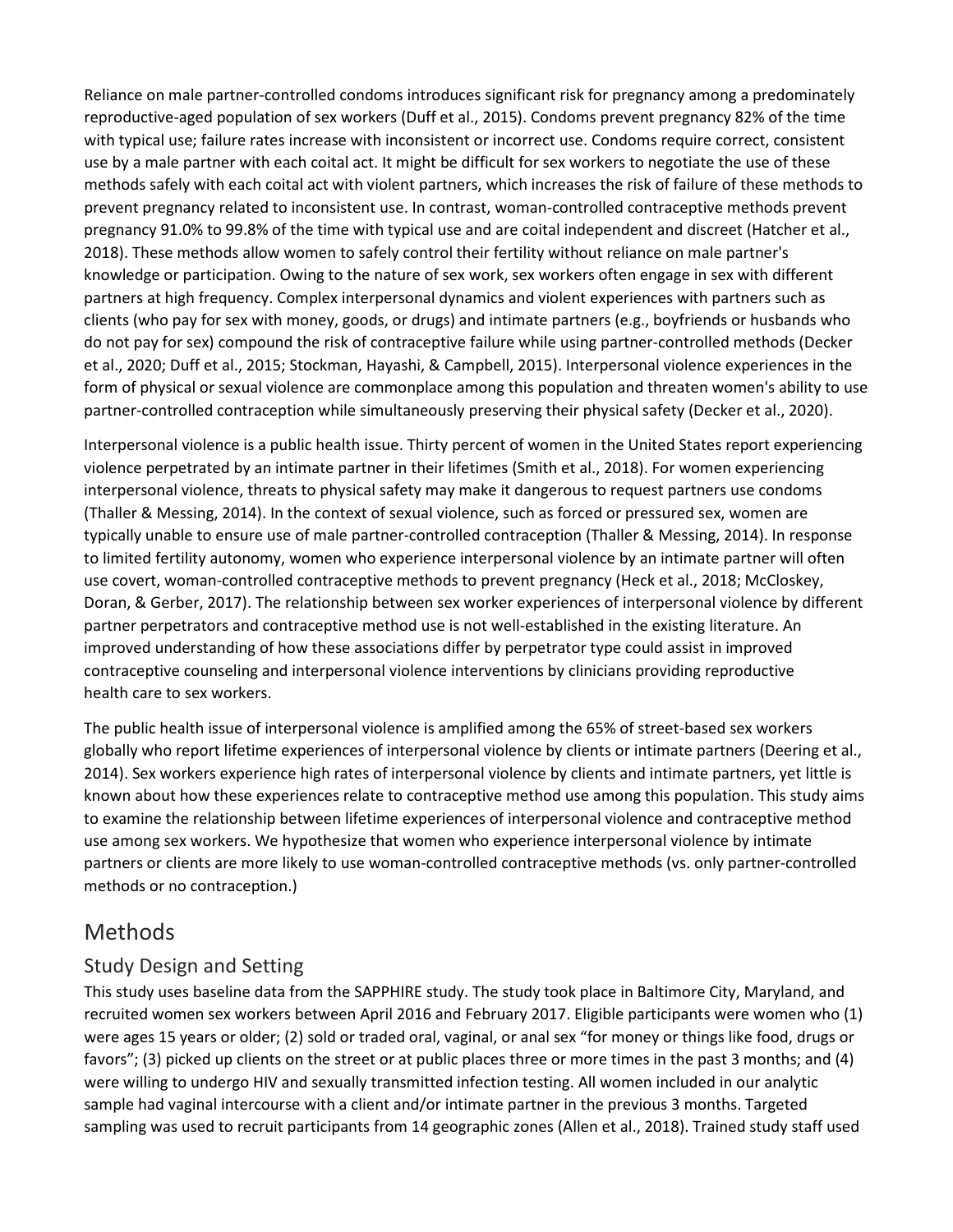Reliance on male partner-controlled condoms introduces significant risk for pregnancy among a predominately reproductive-aged population of sex workers (Duff et al., 2015). Condoms prevent pregnancy 82% of the time with typical use; failure rates increase with inconsistent or incorrect use. Condoms require correct, consistent use by a male partner with each coital act. It might be difficult for sex workers to negotiate the use of these methods safely with each coital act with violent partners, which increases the risk of failure of these methods to prevent pregnancy related to inconsistent use. In contrast, woman-controlled contraceptive methods prevent pregnancy 91.0% to 99.8% of the time with typical use and are coital independent and discreet (Hatcher et al., 2018). These methods allow women to safely control their fertility without reliance on male partner's knowledge or participation. Owing to the nature of sex work, sex workers often engage in sex with different partners at high frequency. Complex interpersonal dynamics and violent experiences with partners such as clients (who pay for sex with money, goods, or drugs) and intimate partners (e.g., boyfriends or husbands who do not pay for sex) compound the risk of contraceptive failure while using partner-controlled methods (Decker et al., 2020; Duff et al., 2015; Stockman, Hayashi, & Campbell, 2015). Interpersonal violence experiences in the form of physical or sexual violence are commonplace among this population and threaten women's ability to use partner-controlled contraception while simultaneously preserving their physical safety (Decker et al., 2020).

Interpersonal violence is a public health issue. Thirty percent of women in the United States report experiencing violence perpetrated by an intimate partner in their lifetimes (Smith et al., 2018). For women experiencing interpersonal violence, threats to physical safety may make it dangerous to request partners use condoms (Thaller & Messing, 2014). In the context of sexual violence, such as forced or pressured sex, women are typically unable to ensure use of male partner-controlled contraception (Thaller & Messing, 2014). In response to limited fertility autonomy, women who experience interpersonal violence by an intimate partner will often use covert, woman-controlled contraceptive methods to prevent pregnancy (Heck et al., 2018; McCloskey, Doran, & Gerber, 2017). The relationship between sex worker experiences of interpersonal violence by different partner perpetrators and contraceptive method use is not well-established in the existing literature. An improved understanding of how these associations differ by perpetrator type could assist in improved contraceptive counseling and interpersonal violence interventions by clinicians providing reproductive health care to sex workers.

The public health issue of interpersonal violence is amplified among the 65% of street-based sex workers globally who report lifetime experiences of interpersonal violence by clients or intimate partners (Deering et al., 2014). Sex workers experience high rates of interpersonal violence by clients and intimate partners, yet little is known about how these experiences relate to contraceptive method use among this population. This study aims to examine the relationship between lifetime experiences of interpersonal violence and contraceptive method use among sex workers. We hypothesize that women who experience interpersonal violence by intimate partners or clients are more likely to use woman-controlled contraceptive methods (vs. only partner-controlled methods or no contraception.)

## Methods

### Study Design and Setting

This study uses baseline data from the SAPPHIRE study. The study took place in Baltimore City, Maryland, and recruited women sex workers between April 2016 and February 2017. Eligible participants were women who (1) were ages 15 years or older; (2) sold or traded oral, vaginal, or anal sex "for money or things like food, drugs or favors"; (3) picked up clients on the street or at public places three or more times in the past 3 months; and (4) were willing to undergo HIV and sexually transmitted infection testing. All women included in our analytic sample had vaginal intercourse with a client and/or intimate partner in the previous 3 months. Targeted sampling was used to recruit participants from 14 geographic zones (Allen et al., 2018). Trained study staff used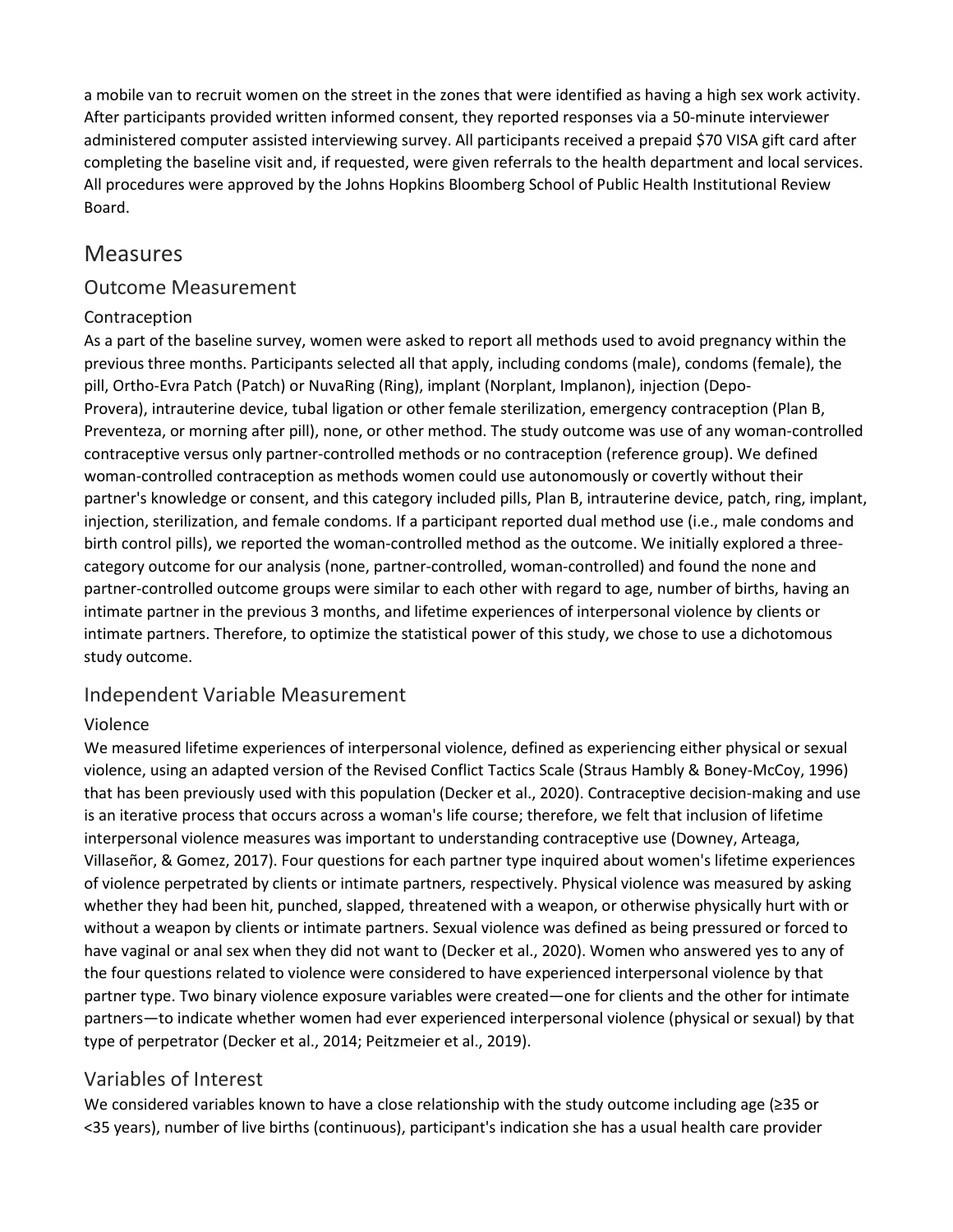a mobile van to recruit women on the street in the zones that were identified as having a high sex work activity. After participants provided written informed consent, they reported responses via a 50-minute interviewer administered computer assisted interviewing survey. All participants received a prepaid $70 VISA gift card after completing the baseline visit and, if requested, were given referrals to the health department and local services. All procedures were approved by the Johns Hopkins Bloomberg School of Public Health Institutional Review Board.

## Measures

### Outcome Measurement

#### Contraception

As a part of the baseline survey, women were asked to report all methods used to avoid pregnancy within the previous three months. Participants selected all that apply, including condoms (male), condoms (female), the pill, Ortho-Evra Patch (Patch) or NuvaRing (Ring), implant (Norplant, Implanon), injection (Depo-Provera), intrauterine device, tubal ligation or other female sterilization, emergency contraception (Plan B, Preventeza, or morning after pill), none, or other method. The study outcome was use of any woman-controlled contraceptive versus only partner-controlled methods or no contraception (reference group). We defined woman-controlled contraception as methods women could use autonomously or covertly without their partner's knowledge or consent, and this category included pills, Plan B, intrauterine device, patch, ring, implant, injection, sterilization, and female condoms. If a participant reported dual method use (i.e., male condoms and birth control pills), we reported the woman-controlled method as the outcome. We initially explored a three-category outcome for our analysis (none, partner-controlled, woman-controlled) and found the none and partner-controlled outcome groups were similar to each other with regard to age, number of births, having an intimate partner in the previous 3 months, and lifetime experiences of interpersonal violence by clients or intimate partners. Therefore, to optimize the statistical power of this study, we chose to use a dichotomous study outcome.

### Independent Variable Measurement

#### Violence

We measured lifetime experiences of interpersonal violence, defined as experiencing either physical or sexual violence, using an adapted version of the Revised Conflict Tactics Scale (Straus Hambly & Boney-McCoy, 1996) that has been previously used with this population (Decker et al., 2020). Contraceptive decision-making and use is an iterative process that occurs across a woman's life course; therefore, we felt that inclusion of lifetime interpersonal violence measures was important to understanding contraceptive use (Downey, Arteaga, Villaseñor, & Gomez, 2017). Four questions for each partner type inquired about women's lifetime experiences of violence perpetrated by clients or intimate partners, respectively. Physical violence was measured by asking whether they had been hit, punched, slapped, threatened with a weapon, or otherwise physically hurt with or without a weapon by clients or intimate partners. Sexual violence was defined as being pressured or forced to have vaginal or anal sex when they did not want to (Decker et al., 2020). Women who answered yes to any of the four questions related to violence were considered to have experienced interpersonal violence by that partner type. Two binary violence exposure variables were created—one for clients and the other for intimate partners—to indicate whether women had ever experienced interpersonal violence (physical or sexual) by that type of perpetrator (Decker et al., 2014; Peitzmeier et al., 2019).

### Variables of Interest

We considered variables known to have a close relationship with the study outcome including age (≥35 or <35 years), number of live births (continuous), participant's indication she has a usual health care provider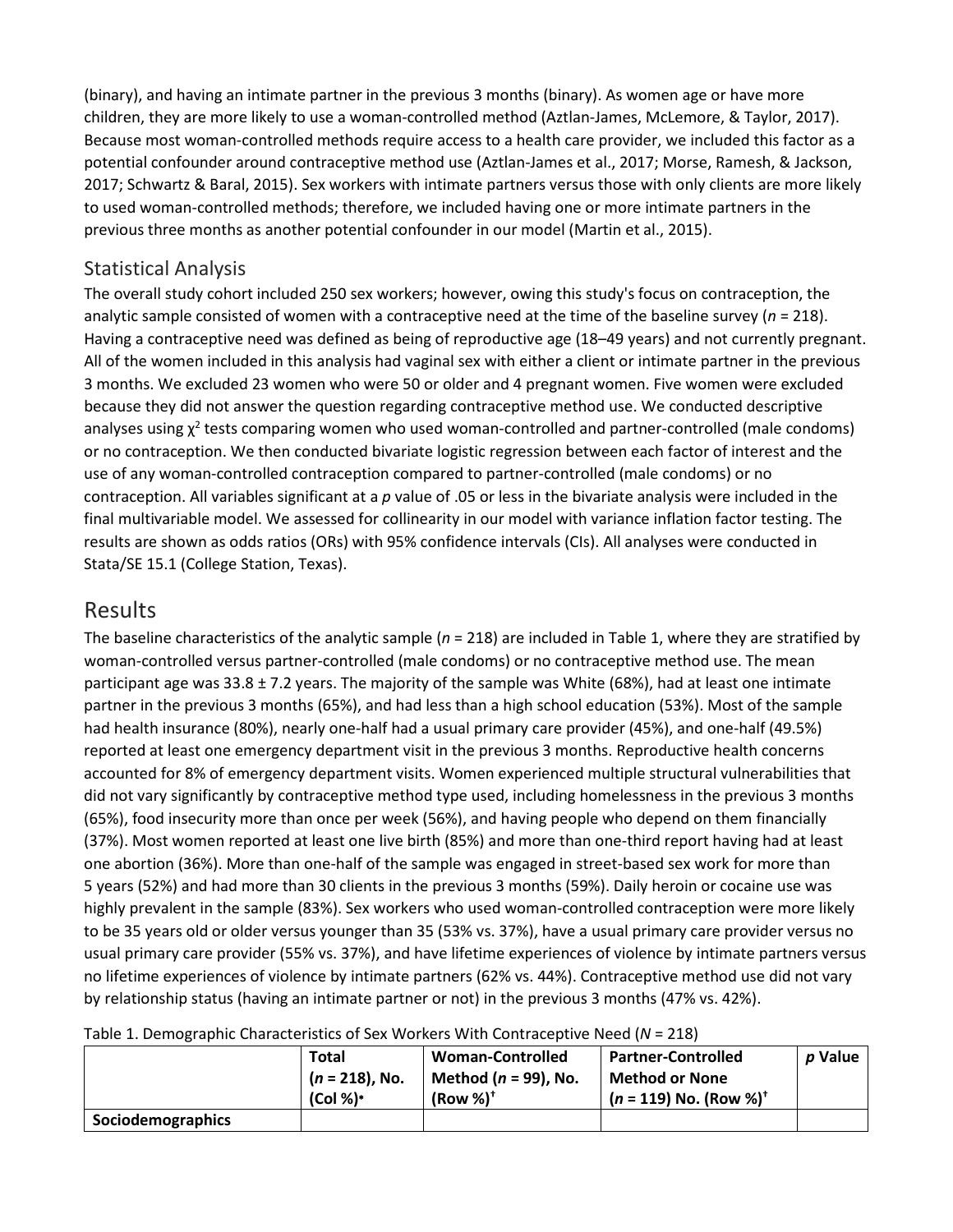(binary), and having an intimate partner in the previous 3 months (binary). As women age or have more children, they are more likely to use a woman-controlled method (Aztlan-James, McLemore, & Taylor, 2017). Because most woman-controlled methods require access to a health care provider, we included this factor as a potential confounder around contraceptive method use (Aztlan-James et al., 2017; Morse, Ramesh, & Jackson, 2017; Schwartz & Baral, 2015). Sex workers with intimate partners versus those with only clients are more likely to used woman-controlled methods; therefore, we included having one or more intimate partners in the previous three months as another potential confounder in our model (Martin et al., 2015).

## Statistical Analysis

The overall study cohort included 250 sex workers; however, owing this study's focus on contraception, the analytic sample consisted of women with a contraceptive need at the time of the baseline survey (*n* = 218). Having a contraceptive need was defined as being of reproductive age (18–49 years) and not currently pregnant. All of the women included in this analysis had vaginal sex with either a client or intimate partner in the previous 3 months. We excluded 23 women who were 50 or older and 4 pregnant women. Five women were excluded because they did not answer the question regarding contraceptive method use. We conducted descriptive analyses using $\chi^2$ tests comparing women who used woman-controlled and partner-controlled (male condoms) or no contraception. We then conducted bivariate logistic regression between each factor of interest and the use of any woman-controlled contraception compared to partner-controlled (male condoms) or no contraception. All variables significant at a *p* value of .05 or less in the bivariate analysis were included in the final multivariable model. We assessed for collinearity in our model with variance inflation factor testing. The results are shown as odds ratios (ORs) with 95% confidence intervals (CIs). All analyses were conducted in Stata/SE 15.1 (College Station, Texas).

# Results

The baseline characteristics of the analytic sample (*n* = 218) are included in Table 1, where they are stratified by woman-controlled versus partner-controlled (male condoms) or no contraceptive method use. The mean participant age was 33.8 ± 7.2 years. The majority of the sample was White (68%), had at least one intimate partner in the previous 3 months (65%), and had less than a high school education (53%). Most of the sample had health insurance (80%), nearly one-half had a usual primary care provider (45%), and one-half (49.5%) reported at least one emergency department visit in the previous 3 months. Reproductive health concerns accounted for 8% of emergency department visits. Women experienced multiple structural vulnerabilities that did not vary significantly by contraceptive method type used, including homelessness in the previous 3 months (65%), food insecurity more than once per week (56%), and having people who depend on them financially (37%). Most women reported at least one live birth (85%) and more than one-third report having had at least one abortion (36%). More than one-half of the sample was engaged in street-based sex work for more than 5 years (52%) and had more than 30 clients in the previous 3 months (59%). Daily heroin or cocaine use was highly prevalent in the sample (83%). Sex workers who used woman-controlled contraception were more likely to be 35 years old or older versus younger than 35 (53% vs. 37%), have a usual primary care provider versus no usual primary care provider (55% vs. 37%), and have lifetime experiences of violence by intimate partners versus no lifetime experiences of violence by intimate partners (62% vs. 44%). Contraceptive method use did not vary by relationship status (having an intimate partner or not) in the previous 3 months (47% vs. 42%).

Table 1. Demographic Characteristics of Sex Workers With Contraceptive Need (*N* = 218)

| | Total (*n* = 218), No. (Col %)* | Woman-Controlled Method (*n* = 99), No. (Row %)† | Partner-Controlled Method or None (*n* = 119) No. (Row %)† | *p* Value |
|---|---|---|---|---|
| **Sociodemographics** | | | | |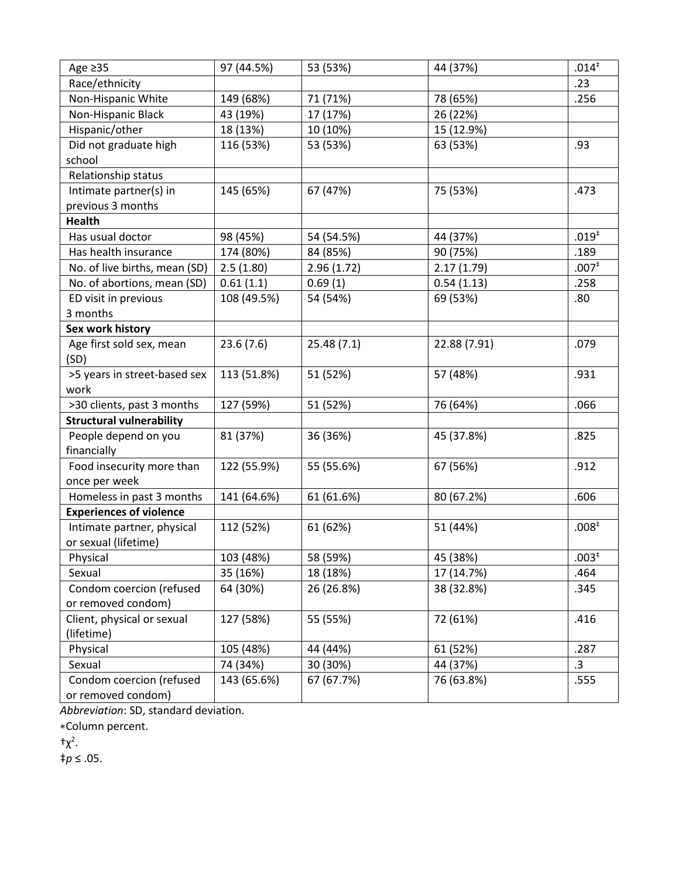| | | | | |
|---|---|---|---|---|
| Age ≥35 | 97 (44.5%) | 53 (53%) | 44 (37%) | .014‡ |
| Race/ethnicity | | | | .23 |
| Non-Hispanic White | 149 (68%) | 71 (71%) | 78 (65%) | .256 |
| Non-Hispanic Black | 43 (19%) | 17 (17%) | 26 (22%) | |
| Hispanic/other | 18 (13%) | 10 (10%) | 15 (12.9%) | |
| Did not graduate high school | 116 (53%) | 53 (53%) | 63 (53%) | .93 |
| Relationship status | | | | |
| Intimate partner(s) in previous 3 months | 145 (65%) | 67 (47%) | 75 (53%) | .473 |
| **Health** | | | | |
| Has usual doctor | 98 (45%) | 54 (54.5%) | 44 (37%) | .019‡ |
| Has health insurance | 174 (80%) | 84 (85%) | 90 (75%) | .189 |
| No. of live births, mean (SD) | 2.5 (1.80) | 2.96 (1.72) | 2.17 (1.79) | .007‡ |
| No. of abortions, mean (SD) | 0.61 (1.1) | 0.69 (1) | 0.54 (1.13) | .258 |
| ED visit in previous 3 months | 108 (49.5%) | 54 (54%) | 69 (53%) | .80 |
| **Sex work history** | | | | |
| Age first sold sex, mean (SD) | 23.6 (7.6) | 25.48 (7.1) | 22.88 (7.91) | .079 |
| >5 years in street-based sex work | 113 (51.8%) | 51 (52%) | 57 (48%) | .931 |
| >30 clients, past 3 months | 127 (59%) | 51 (52%) | 76 (64%) | .066 |
| **Structural vulnerability** | | | | |
| People depend on you financially | 81 (37%) | 36 (36%) | 45 (37.8%) | .825 |
| Food insecurity more than once per week | 122 (55.9%) | 55 (55.6%) | 67 (56%) | .912 |
| Homeless in past 3 months | 141 (64.6%) | 61 (61.6%) | 80 (67.2%) | .606 |
| **Experiences of violence** | | | | |
| Intimate partner, physical or sexual (lifetime) | 112 (52%) | 61 (62%) | 51 (44%) | .008‡ |
| Physical | 103 (48%) | 58 (59%) | 45 (38%) | .003‡ |
| Sexual | 35 (16%) | 18 (18%) | 17 (14.7%) | .464 |
| Condom coercion (refused or removed condom) | 64 (30%) | 26 (26.8%) | 38 (32.8%) | .345 |
| Client, physical or sexual (lifetime) | 127 (58%) | 55 (55%) | 72 (61%) | .416 |
| Physical | 105 (48%) | 44 (44%) | 61 (52%) | .287 |
| Sexual | 74 (34%) | 30 (30%) | 44 (37%) | .3 |
| Condom coercion (refused or removed condom) | 143 (65.6%) | 67 (67.7%) | 76 (63.8%) | .555 |

*Abbreviation*: SD, standard deviation.

∗Column percent.

†$\chi^2$.

‡$p \leq .05$.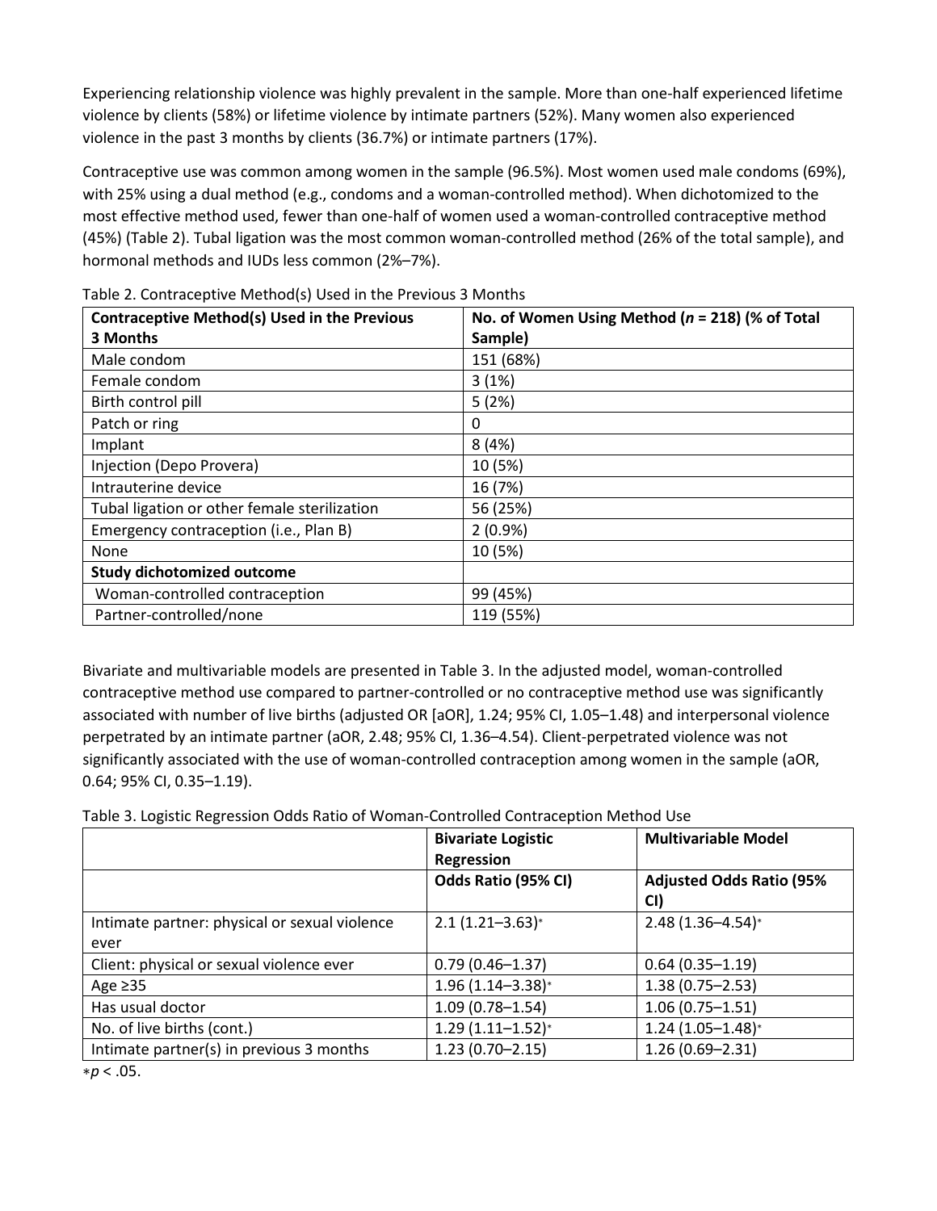Experiencing relationship violence was highly prevalent in the sample. More than one-half experienced lifetime violence by clients (58%) or lifetime violence by intimate partners (52%). Many women also experienced violence in the past 3 months by clients (36.7%) or intimate partners (17%).

Contraceptive use was common among women in the sample (96.5%). Most women used male condoms (69%), with 25% using a dual method (e.g., condoms and a woman-controlled method). When dichotomized to the most effective method used, fewer than one-half of women used a woman-controlled contraceptive method (45%) (Table 2). Tubal ligation was the most common woman-controlled method (26% of the total sample), and hormonal methods and IUDs less common (2%–7%).

Table 2. Contraceptive Method(s) Used in the Previous 3 Months

| **Contraceptive Method(s) Used in the Previous 3 Months** | **No. of Women Using Method (*n* = 218) (% of Total Sample)** |
|---|---|
| Male condom | 151 (68%) |
| Female condom | 3 (1%) |
| Birth control pill | 5 (2%) |
| Patch or ring | 0 |
| Implant | 8 (4%) |
| Injection (Depo Provera) | 10 (5%) |
| Intrauterine device | 16 (7%) |
| Tubal ligation or other female sterilization | 56 (25%) |
| Emergency contraception (i.e., Plan B) | 2 (0.9%) |
| None | 10 (5%) |
| **Study dichotomized outcome** | |
| Woman-controlled contraception | 99 (45%) |
| Partner-controlled/none | 119 (55%) |

Bivariate and multivariable models are presented in Table 3. In the adjusted model, woman-controlled contraceptive method use compared to partner-controlled or no contraceptive method use was significantly associated with number of live births (adjusted OR [aOR], 1.24; 95% CI, 1.05–1.48) and interpersonal violence perpetrated by an intimate partner (aOR, 2.48; 95% CI, 1.36–4.54). Client-perpetrated violence was not significantly associated with the use of woman-controlled contraception among women in the sample (aOR, 0.64; 95% CI, 0.35–1.19).

Table 3. Logistic Regression Odds Ratio of Woman-Controlled Contraception Method Use

| | **Bivariate Logistic Regression** | **Multivariable Model** |
|---|---|---|
| | **Odds Ratio (95% CI)** | **Adjusted Odds Ratio (95% CI)** |
| Intimate partner: physical or sexual violence ever | 2.1 (1.21–3.63)* | 2.48 (1.36–4.54)* |
| Client: physical or sexual violence ever | 0.79 (0.46–1.37) | 0.64 (0.35–1.19) |
| Age ≥35 | 1.96 (1.14–3.38)* | 1.38 (0.75–2.53) |
| Has usual doctor | 1.09 (0.78–1.54) | 1.06 (0.75–1.51) |
| No. of live births (cont.) | 1.29 (1.11–1.52)* | 1.24 (1.05–1.48)* |
| Intimate partner(s) in previous 3 months | 1.23 (0.70–2.15) | 1.26 (0.69–2.31) |

*$p < .05$.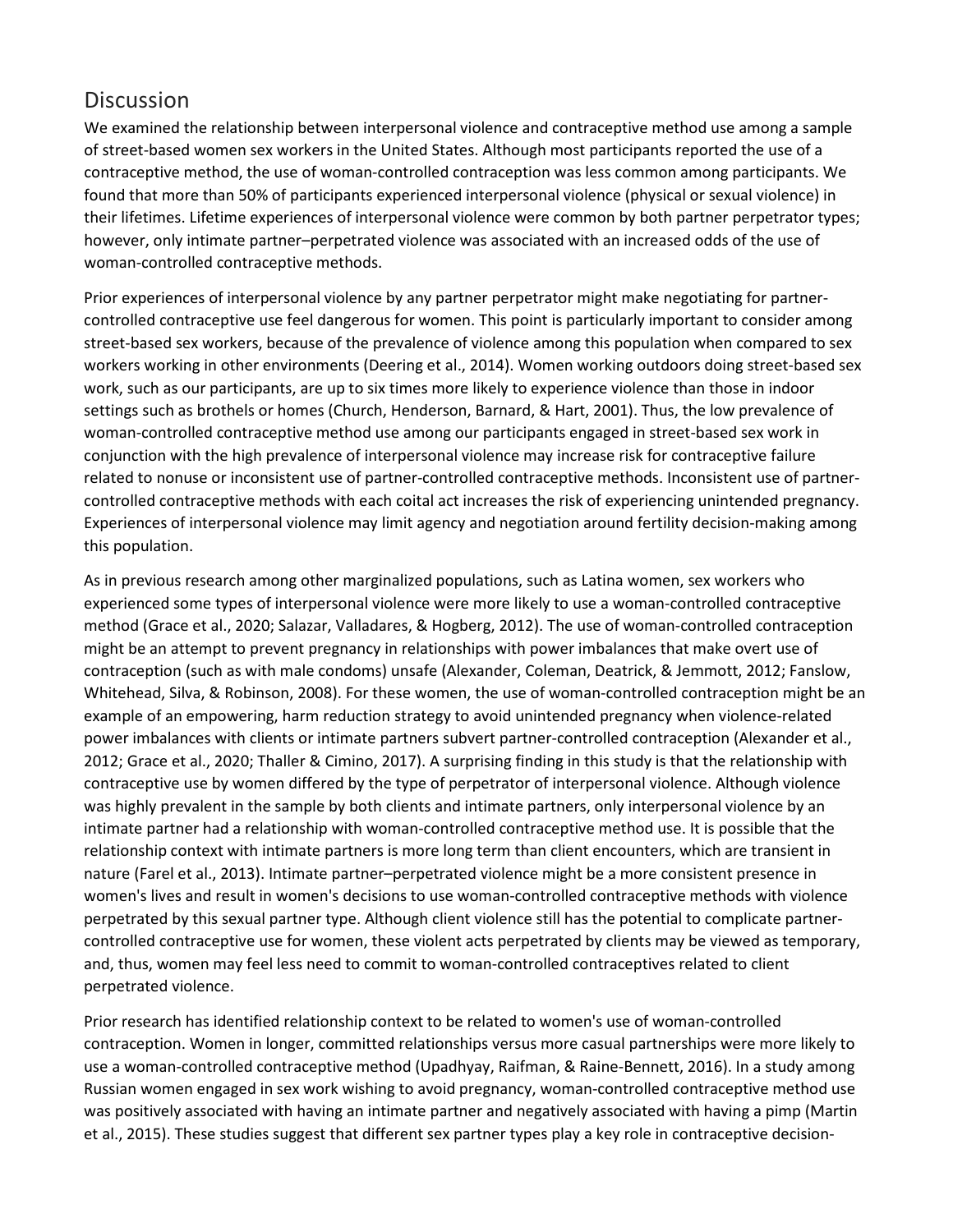## Discussion

We examined the relationship between interpersonal violence and contraceptive method use among a sample of street-based women sex workers in the United States. Although most participants reported the use of a contraceptive method, the use of woman-controlled contraception was less common among participants. We found that more than 50% of participants experienced interpersonal violence (physical or sexual violence) in their lifetimes. Lifetime experiences of interpersonal violence were common by both partner perpetrator types; however, only intimate partner–perpetrated violence was associated with an increased odds of the use of woman-controlled contraceptive methods.

Prior experiences of interpersonal violence by any partner perpetrator might make negotiating for partner-controlled contraceptive use feel dangerous for women. This point is particularly important to consider among street-based sex workers, because of the prevalence of violence among this population when compared to sex workers working in other environments (Deering et al., 2014). Women working outdoors doing street-based sex work, such as our participants, are up to six times more likely to experience violence than those in indoor settings such as brothels or homes (Church, Henderson, Barnard, & Hart, 2001). Thus, the low prevalence of woman-controlled contraceptive method use among our participants engaged in street-based sex work in conjunction with the high prevalence of interpersonal violence may increase risk for contraceptive failure related to nonuse or inconsistent use of partner-controlled contraceptive methods. Inconsistent use of partner-controlled contraceptive methods with each coital act increases the risk of experiencing unintended pregnancy. Experiences of interpersonal violence may limit agency and negotiation around fertility decision-making among this population.

As in previous research among other marginalized populations, such as Latina women, sex workers who experienced some types of interpersonal violence were more likely to use a woman-controlled contraceptive method (Grace et al., 2020; Salazar, Valladares, & Hogberg, 2012). The use of woman-controlled contraception might be an attempt to prevent pregnancy in relationships with power imbalances that make overt use of contraception (such as with male condoms) unsafe (Alexander, Coleman, Deatrick, & Jemmott, 2012; Fanslow, Whitehead, Silva, & Robinson, 2008). For these women, the use of woman-controlled contraception might be an example of an empowering, harm reduction strategy to avoid unintended pregnancy when violence-related power imbalances with clients or intimate partners subvert partner-controlled contraception (Alexander et al., 2012; Grace et al., 2020; Thaller & Cimino, 2017). A surprising finding in this study is that the relationship with contraceptive use by women differed by the type of perpetrator of interpersonal violence. Although violence was highly prevalent in the sample by both clients and intimate partners, only interpersonal violence by an intimate partner had a relationship with woman-controlled contraceptive method use. It is possible that the relationship context with intimate partners is more long term than client encounters, which are transient in nature (Farel et al., 2013). Intimate partner–perpetrated violence might be a more consistent presence in women's lives and result in women's decisions to use woman-controlled contraceptive methods with violence perpetrated by this sexual partner type. Although client violence still has the potential to complicate partner-controlled contraceptive use for women, these violent acts perpetrated by clients may be viewed as temporary, and, thus, women may feel less need to commit to woman-controlled contraceptives related to client perpetrated violence.

Prior research has identified relationship context to be related to women's use of woman-controlled contraception. Women in longer, committed relationships versus more casual partnerships were more likely to use a woman-controlled contraceptive method (Upadhyay, Raifman, & Raine-Bennett, 2016). In a study among Russian women engaged in sex work wishing to avoid pregnancy, woman-controlled contraceptive method use was positively associated with having an intimate partner and negatively associated with having a pimp (Martin et al., 2015). These studies suggest that different sex partner types play a key role in contraceptive decision-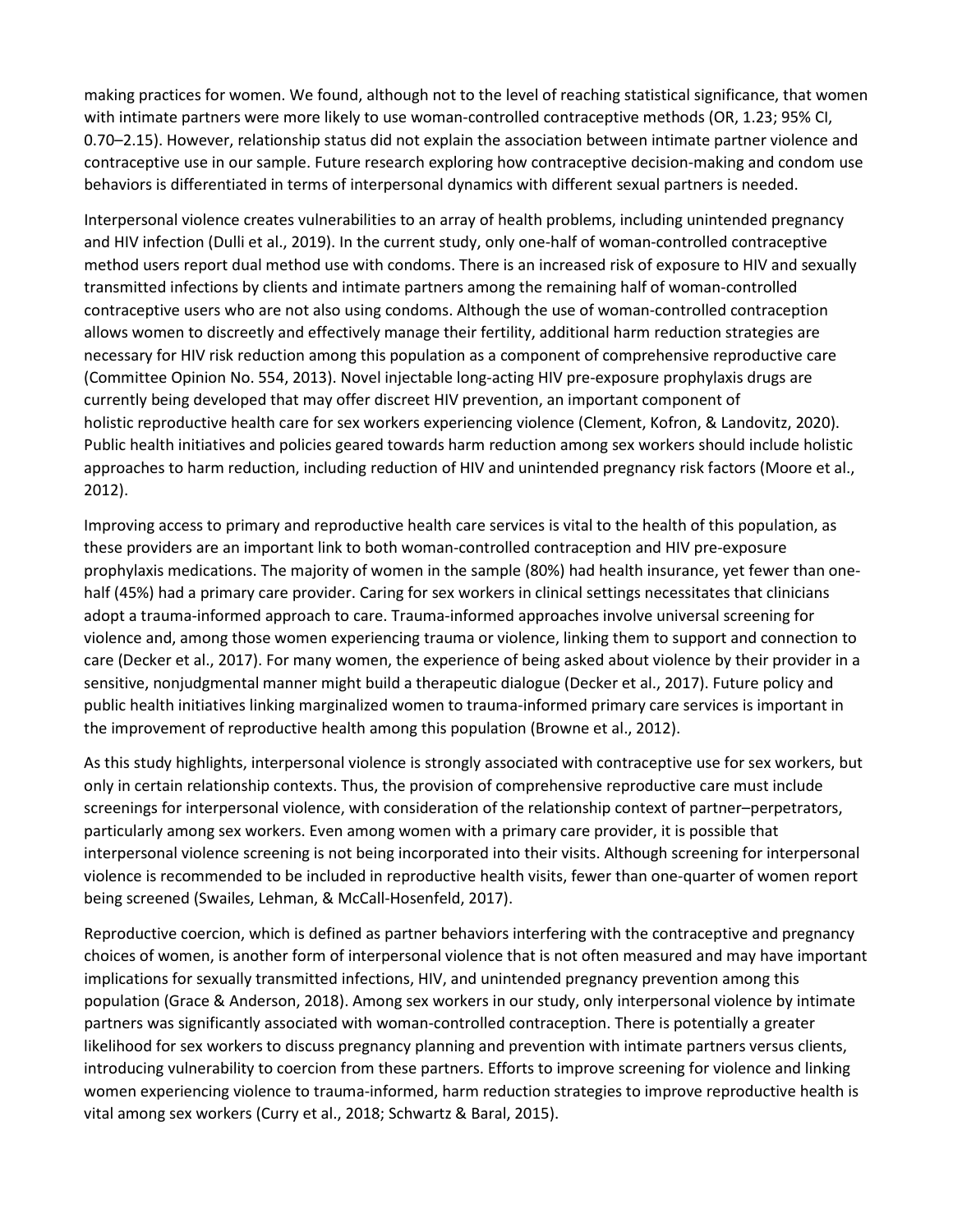making practices for women. We found, although not to the level of reaching statistical significance, that women with intimate partners were more likely to use woman-controlled contraceptive methods (OR, 1.23; 95% CI, 0.70–2.15). However, relationship status did not explain the association between intimate partner violence and contraceptive use in our sample. Future research exploring how contraceptive decision-making and condom use behaviors is differentiated in terms of interpersonal dynamics with different sexual partners is needed.

Interpersonal violence creates vulnerabilities to an array of health problems, including unintended pregnancy and HIV infection (Dulli et al., 2019). In the current study, only one-half of woman-controlled contraceptive method users report dual method use with condoms. There is an increased risk of exposure to HIV and sexually transmitted infections by clients and intimate partners among the remaining half of woman-controlled contraceptive users who are not also using condoms. Although the use of woman-controlled contraception allows women to discreetly and effectively manage their fertility, additional harm reduction strategies are necessary for HIV risk reduction among this population as a component of comprehensive reproductive care (Committee Opinion No. 554, 2013). Novel injectable long-acting HIV pre-exposure prophylaxis drugs are currently being developed that may offer discreet HIV prevention, an important component of holistic reproductive health care for sex workers experiencing violence (Clement, Kofron, & Landovitz, 2020). Public health initiatives and policies geared towards harm reduction among sex workers should include holistic approaches to harm reduction, including reduction of HIV and unintended pregnancy risk factors (Moore et al., 2012).

Improving access to primary and reproductive health care services is vital to the health of this population, as these providers are an important link to both woman-controlled contraception and HIV pre-exposure prophylaxis medications. The majority of women in the sample (80%) had health insurance, yet fewer than one-half (45%) had a primary care provider. Caring for sex workers in clinical settings necessitates that clinicians adopt a trauma-informed approach to care. Trauma-informed approaches involve universal screening for violence and, among those women experiencing trauma or violence, linking them to support and connection to care (Decker et al., 2017). For many women, the experience of being asked about violence by their provider in a sensitive, nonjudgmental manner might build a therapeutic dialogue (Decker et al., 2017). Future policy and public health initiatives linking marginalized women to trauma-informed primary care services is important in the improvement of reproductive health among this population (Browne et al., 2012).

As this study highlights, interpersonal violence is strongly associated with contraceptive use for sex workers, but only in certain relationship contexts. Thus, the provision of comprehensive reproductive care must include screenings for interpersonal violence, with consideration of the relationship context of partner–perpetrators, particularly among sex workers. Even among women with a primary care provider, it is possible that interpersonal violence screening is not being incorporated into their visits. Although screening for interpersonal violence is recommended to be included in reproductive health visits, fewer than one-quarter of women report being screened (Swailes, Lehman, & McCall-Hosenfeld, 2017).

Reproductive coercion, which is defined as partner behaviors interfering with the contraceptive and pregnancy choices of women, is another form of interpersonal violence that is not often measured and may have important implications for sexually transmitted infections, HIV, and unintended pregnancy prevention among this population (Grace & Anderson, 2018). Among sex workers in our study, only interpersonal violence by intimate partners was significantly associated with woman-controlled contraception. There is potentially a greater likelihood for sex workers to discuss pregnancy planning and prevention with intimate partners versus clients, introducing vulnerability to coercion from these partners. Efforts to improve screening for violence and linking women experiencing violence to trauma-informed, harm reduction strategies to improve reproductive health is vital among sex workers (Curry et al., 2018; Schwartz & Baral, 2015).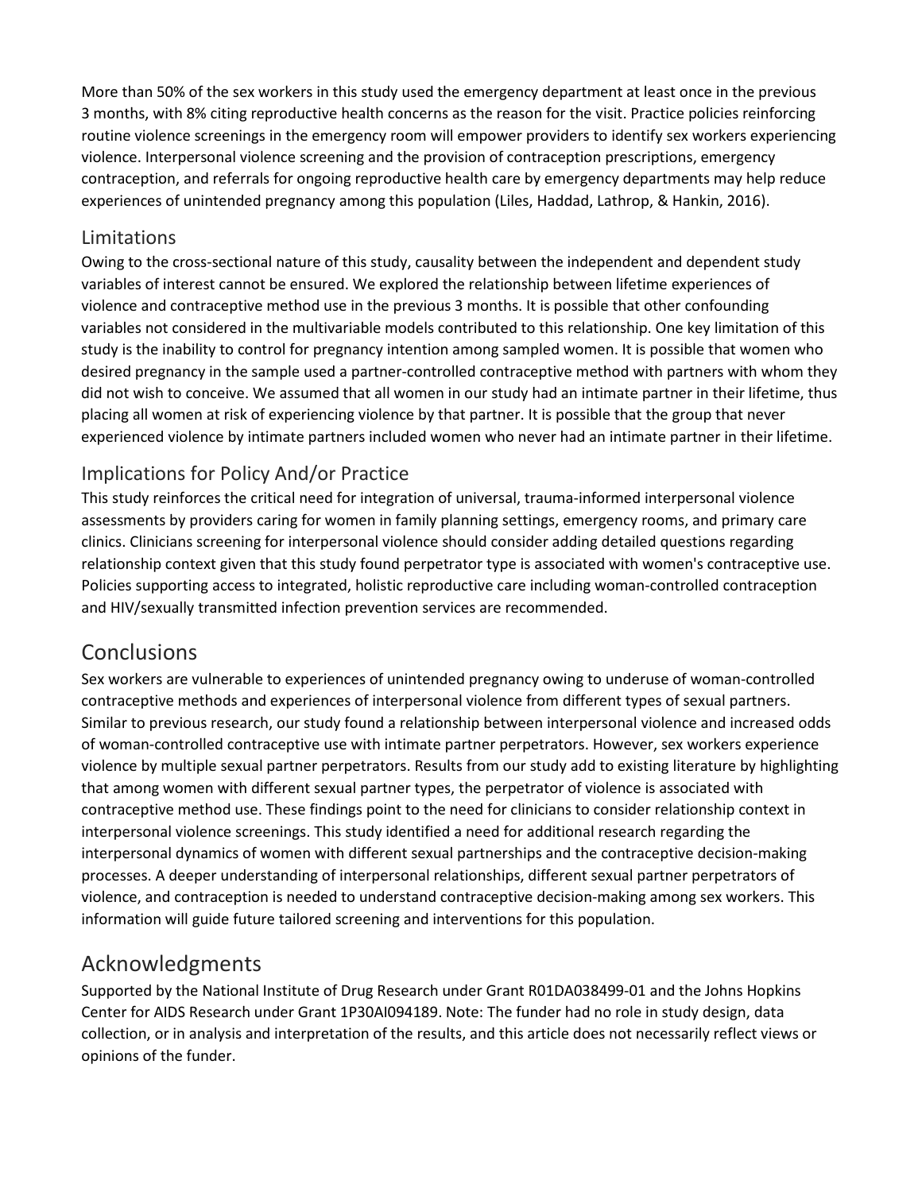More than 50% of the sex workers in this study used the emergency department at least once in the previous 3 months, with 8% citing reproductive health concerns as the reason for the visit. Practice policies reinforcing routine violence screenings in the emergency room will empower providers to identify sex workers experiencing violence. Interpersonal violence screening and the provision of contraception prescriptions, emergency contraception, and referrals for ongoing reproductive health care by emergency departments may help reduce experiences of unintended pregnancy among this population (Liles, Haddad, Lathrop, & Hankin, 2016).

### Limitations

Owing to the cross-sectional nature of this study, causality between the independent and dependent study variables of interest cannot be ensured. We explored the relationship between lifetime experiences of violence and contraceptive method use in the previous 3 months. It is possible that other confounding variables not considered in the multivariable models contributed to this relationship. One key limitation of this study is the inability to control for pregnancy intention among sampled women. It is possible that women who desired pregnancy in the sample used a partner-controlled contraceptive method with partners with whom they did not wish to conceive. We assumed that all women in our study had an intimate partner in their lifetime, thus placing all women at risk of experiencing violence by that partner. It is possible that the group that never experienced violence by intimate partners included women who never had an intimate partner in their lifetime.

### Implications for Policy And/or Practice

This study reinforces the critical need for integration of universal, trauma-informed interpersonal violence assessments by providers caring for women in family planning settings, emergency rooms, and primary care clinics. Clinicians screening for interpersonal violence should consider adding detailed questions regarding relationship context given that this study found perpetrator type is associated with women's contraceptive use. Policies supporting access to integrated, holistic reproductive care including woman-controlled contraception and HIV/sexually transmitted infection prevention services are recommended.

## Conclusions

Sex workers are vulnerable to experiences of unintended pregnancy owing to underuse of woman-controlled contraceptive methods and experiences of interpersonal violence from different types of sexual partners. Similar to previous research, our study found a relationship between interpersonal violence and increased odds of woman-controlled contraceptive use with intimate partner perpetrators. However, sex workers experience violence by multiple sexual partner perpetrators. Results from our study add to existing literature by highlighting that among women with different sexual partner types, the perpetrator of violence is associated with contraceptive method use. These findings point to the need for clinicians to consider relationship context in interpersonal violence screenings. This study identified a need for additional research regarding the interpersonal dynamics of women with different sexual partnerships and the contraceptive decision-making processes. A deeper understanding of interpersonal relationships, different sexual partner perpetrators of violence, and contraception is needed to understand contraceptive decision-making among sex workers. This information will guide future tailored screening and interventions for this population.

## Acknowledgments

Supported by the National Institute of Drug Research under Grant R01DA038499-01 and the Johns Hopkins Center for AIDS Research under Grant 1P30AI094189. Note: The funder had no role in study design, data collection, or in analysis and interpretation of the results, and this article does not necessarily reflect views or opinions of the funder.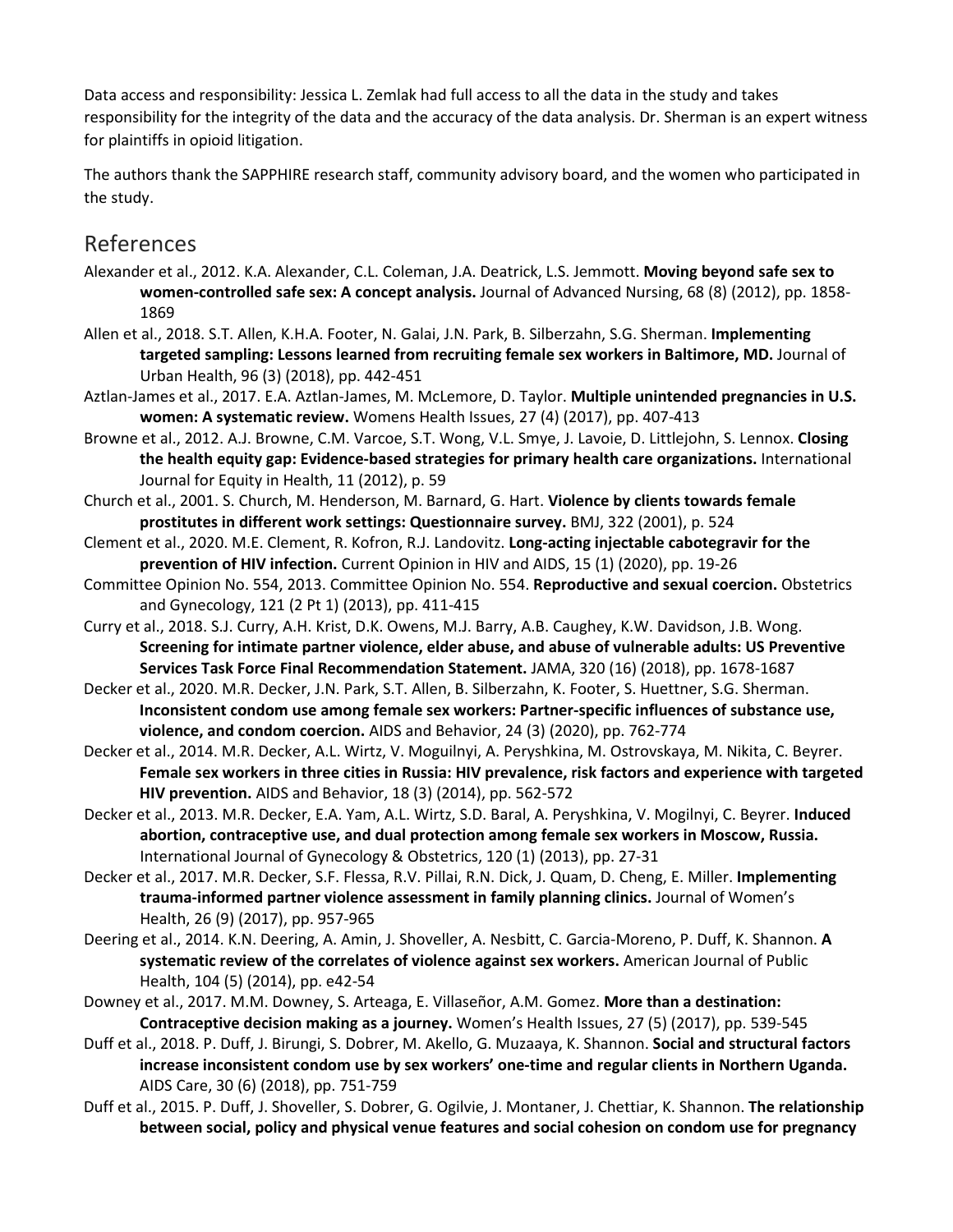Data access and responsibility: Jessica L. Zemlak had full access to all the data in the study and takes responsibility for the integrity of the data and the accuracy of the data analysis. Dr. Sherman is an expert witness for plaintiffs in opioid litigation.

The authors thank the SAPPHIRE research staff, community advisory board, and the women who participated in the study.

## References

Alexander et al., 2012. K.A. Alexander, C.L. Coleman, J.A. Deatrick, L.S. Jemmott. **Moving beyond safe sex to women-controlled safe sex: A concept analysis.** Journal of Advanced Nursing, 68 (8) (2012), pp. 1858-1869

Allen et al., 2018. S.T. Allen, K.H.A. Footer, N. Galai, J.N. Park, B. Silberzahn, S.G. Sherman. **Implementing targeted sampling: Lessons learned from recruiting female sex workers in Baltimore, MD.** Journal of Urban Health, 96 (3) (2018), pp. 442-451

Aztlan-James et al., 2017. E.A. Aztlan-James, M. McLemore, D. Taylor. **Multiple unintended pregnancies in U.S. women: A systematic review.** Womens Health Issues, 27 (4) (2017), pp. 407-413

Browne et al., 2012. A.J. Browne, C.M. Varcoe, S.T. Wong, V.L. Smye, J. Lavoie, D. Littlejohn, S. Lennox. **Closing the health equity gap: Evidence-based strategies for primary health care organizations.** International Journal for Equity in Health, 11 (2012), p. 59

Church et al., 2001. S. Church, M. Henderson, M. Barnard, G. Hart. **Violence by clients towards female prostitutes in different work settings: Questionnaire survey.** BMJ, 322 (2001), p. 524

Clement et al., 2020. M.E. Clement, R. Kofron, R.J. Landovitz. **Long-acting injectable cabotegravir for the prevention of HIV infection.** Current Opinion in HIV and AIDS, 15 (1) (2020), pp. 19-26

Committee Opinion No. 554, 2013. Committee Opinion No. 554. **Reproductive and sexual coercion.** Obstetrics and Gynecology, 121 (2 Pt 1) (2013), pp. 411-415

Curry et al., 2018. S.J. Curry, A.H. Krist, D.K. Owens, M.J. Barry, A.B. Caughey, K.W. Davidson, J.B. Wong. **Screening for intimate partner violence, elder abuse, and abuse of vulnerable adults: US Preventive Services Task Force Final Recommendation Statement.** JAMA, 320 (16) (2018), pp. 1678-1687

Decker et al., 2020. M.R. Decker, J.N. Park, S.T. Allen, B. Silberzahn, K. Footer, S. Huettner, S.G. Sherman. **Inconsistent condom use among female sex workers: Partner-specific influences of substance use, violence, and condom coercion.** AIDS and Behavior, 24 (3) (2020), pp. 762-774

Decker et al., 2014. M.R. Decker, A.L. Wirtz, V. Moguilnyi, A. Peryshkina, M. Ostrovskaya, M. Nikita, C. Beyrer. **Female sex workers in three cities in Russia: HIV prevalence, risk factors and experience with targeted HIV prevention.** AIDS and Behavior, 18 (3) (2014), pp. 562-572

Decker et al., 2013. M.R. Decker, E.A. Yam, A.L. Wirtz, S.D. Baral, A. Peryshkina, V. Mogilnyi, C. Beyrer. **Induced abortion, contraceptive use, and dual protection among female sex workers in Moscow, Russia.** International Journal of Gynecology & Obstetrics, 120 (1) (2013), pp. 27-31

Decker et al., 2017. M.R. Decker, S.F. Flessa, R.V. Pillai, R.N. Dick, J. Quam, D. Cheng, E. Miller. **Implementing trauma-informed partner violence assessment in family planning clinics.** Journal of Women's Health, 26 (9) (2017), pp. 957-965

Deering et al., 2014. K.N. Deering, A. Amin, J. Shoveller, A. Nesbitt, C. Garcia-Moreno, P. Duff, K. Shannon. **A systematic review of the correlates of violence against sex workers.** American Journal of Public Health, 104 (5) (2014), pp. e42-54

Downey et al., 2017. M.M. Downey, S. Arteaga, E. Villaseñor, A.M. Gomez. **More than a destination: Contraceptive decision making as a journey.** Women's Health Issues, 27 (5) (2017), pp. 539-545

Duff et al., 2018. P. Duff, J. Birungi, S. Dobrer, M. Akello, G. Muzaaya, K. Shannon. **Social and structural factors increase inconsistent condom use by sex workers' one-time and regular clients in Northern Uganda.** AIDS Care, 30 (6) (2018), pp. 751-759

Duff et al., 2015. P. Duff, J. Shoveller, S. Dobrer, G. Ogilvie, J. Montaner, J. Chettiar, K. Shannon. **The relationship between social, policy and physical venue features and social cohesion on condom use for pregnancy**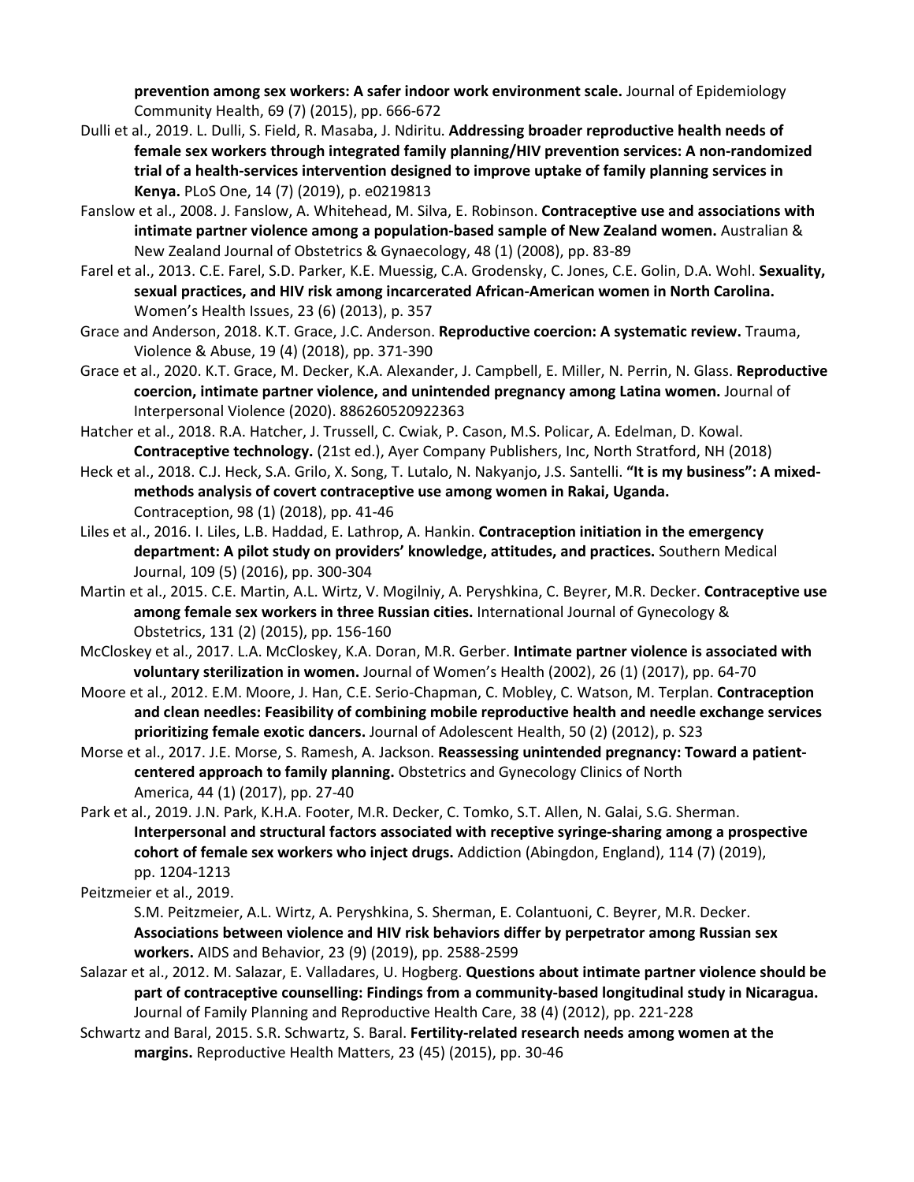**prevention among sex workers: A safer indoor work environment scale.** Journal of Epidemiology Community Health, 69 (7) (2015), pp. 666-672

Dulli et al., 2019. L. Dulli, S. Field, R. Masaba, J. Ndiritu. **Addressing broader reproductive health needs of female sex workers through integrated family planning/HIV prevention services: A non-randomized trial of a health-services intervention designed to improve uptake of family planning services in Kenya.** PLoS One, 14 (7) (2019), p. e0219813

Fanslow et al., 2008. J. Fanslow, A. Whitehead, M. Silva, E. Robinson. **Contraceptive use and associations with intimate partner violence among a population-based sample of New Zealand women.** Australian & New Zealand Journal of Obstetrics & Gynaecology, 48 (1) (2008), pp. 83-89

Farel et al., 2013. C.E. Farel, S.D. Parker, K.E. Muessig, C.A. Grodensky, C. Jones, C.E. Golin, D.A. Wohl. **Sexuality, sexual practices, and HIV risk among incarcerated African-American women in North Carolina.** Women's Health Issues, 23 (6) (2013), p. 357

Grace and Anderson, 2018. K.T. Grace, J.C. Anderson. **Reproductive coercion: A systematic review.** Trauma, Violence & Abuse, 19 (4) (2018), pp. 371-390

Grace et al., 2020. K.T. Grace, M. Decker, K.A. Alexander, J. Campbell, E. Miller, N. Perrin, N. Glass. **Reproductive coercion, intimate partner violence, and unintended pregnancy among Latina women.** Journal of Interpersonal Violence (2020). 886260520922363

Hatcher et al., 2018. R.A. Hatcher, J. Trussell, C. Cwiak, P. Cason, M.S. Policar, A. Edelman, D. Kowal. **Contraceptive technology.** (21st ed.), Ayer Company Publishers, Inc, North Stratford, NH (2018)

Heck et al., 2018. C.J. Heck, S.A. Grilo, X. Song, T. Lutalo, N. Nakyanjo, J.S. Santelli. **"It is my business": A mixed-methods analysis of covert contraceptive use among women in Rakai, Uganda.** Contraception, 98 (1) (2018), pp. 41-46

Liles et al., 2016. I. Liles, L.B. Haddad, E. Lathrop, A. Hankin. **Contraception initiation in the emergency department: A pilot study on providers' knowledge, attitudes, and practices.** Southern Medical Journal, 109 (5) (2016), pp. 300-304

Martin et al., 2015. C.E. Martin, A.L. Wirtz, V. Mogilniy, A. Peryshkina, C. Beyrer, M.R. Decker. **Contraceptive use among female sex workers in three Russian cities.** International Journal of Gynecology & Obstetrics, 131 (2) (2015), pp. 156-160

McCloskey et al., 2017. L.A. McCloskey, K.A. Doran, M.R. Gerber. **Intimate partner violence is associated with voluntary sterilization in women.** Journal of Women's Health (2002), 26 (1) (2017), pp. 64-70

Moore et al., 2012. E.M. Moore, J. Han, C.E. Serio-Chapman, C. Mobley, C. Watson, M. Terplan. **Contraception and clean needles: Feasibility of combining mobile reproductive health and needle exchange services prioritizing female exotic dancers.** Journal of Adolescent Health, 50 (2) (2012), p. S23

Morse et al., 2017. J.E. Morse, S. Ramesh, A. Jackson. **Reassessing unintended pregnancy: Toward a patient-centered approach to family planning.** Obstetrics and Gynecology Clinics of North America, 44 (1) (2017), pp. 27-40

Park et al., 2019. J.N. Park, K.H.A. Footer, M.R. Decker, C. Tomko, S.T. Allen, N. Galai, S.G. Sherman. **Interpersonal and structural factors associated with receptive syringe-sharing among a prospective cohort of female sex workers who inject drugs.** Addiction (Abingdon, England), 114 (7) (2019), pp. 1204-1213

Peitzmeier et al., 2019. S.M. Peitzmeier, A.L. Wirtz, A. Peryshkina, S. Sherman, E. Colantuoni, C. Beyrer, M.R. Decker. **Associations between violence and HIV risk behaviors differ by perpetrator among Russian sex workers.** AIDS and Behavior, 23 (9) (2019), pp. 2588-2599

Salazar et al., 2012. M. Salazar, E. Valladares, U. Hogberg. **Questions about intimate partner violence should be part of contraceptive counselling: Findings from a community-based longitudinal study in Nicaragua.** Journal of Family Planning and Reproductive Health Care, 38 (4) (2012), pp. 221-228

Schwartz and Baral, 2015. S.R. Schwartz, S. Baral. **Fertility-related research needs among women at the margins.** Reproductive Health Matters, 23 (45) (2015), pp. 30-46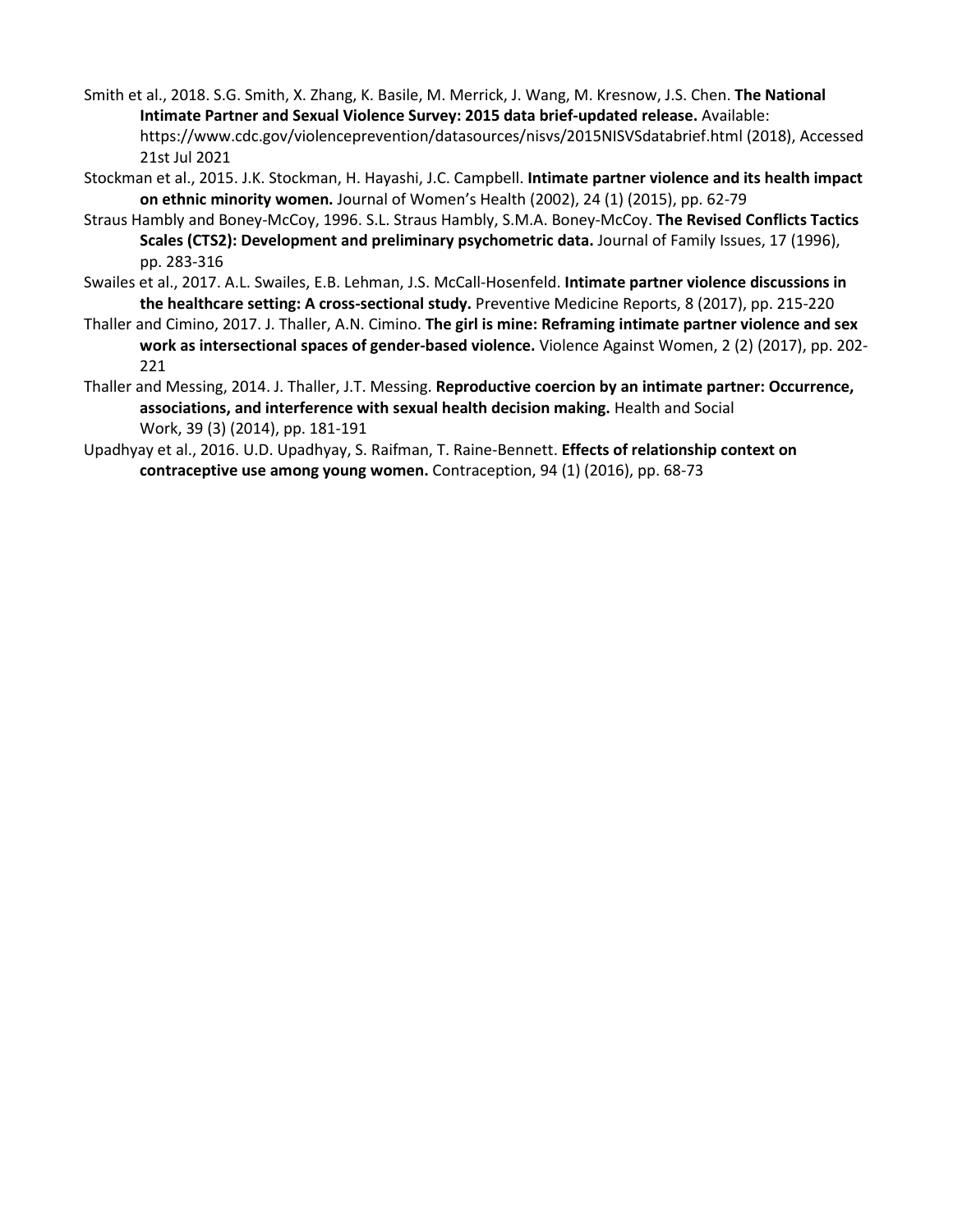Smith et al., 2018. S.G. Smith, X. Zhang, K. Basile, M. Merrick, J. Wang, M. Kresnow, J.S. Chen. **The National Intimate Partner and Sexual Violence Survey: 2015 data brief-updated release.** Available: https://www.cdc.gov/violenceprevention/datasources/nisvs/2015NISVSdatabrief.html (2018), Accessed 21st Jul 2021

Stockman et al., 2015. J.K. Stockman, H. Hayashi, J.C. Campbell. **Intimate partner violence and its health impact on ethnic minority women.** Journal of Women's Health (2002), 24 (1) (2015), pp. 62-79

Straus Hambly and Boney-McCoy, 1996. S.L. Straus Hambly, S.M.A. Boney-McCoy. **The Revised Conflicts Tactics Scales (CTS2): Development and preliminary psychometric data.** Journal of Family Issues, 17 (1996), pp. 283-316

Swailes et al., 2017. A.L. Swailes, E.B. Lehman, J.S. McCall-Hosenfeld. **Intimate partner violence discussions in the healthcare setting: A cross-sectional study.** Preventive Medicine Reports, 8 (2017), pp. 215-220

Thaller and Cimino, 2017. J. Thaller, A.N. Cimino. **The girl is mine: Reframing intimate partner violence and sex work as intersectional spaces of gender-based violence.** Violence Against Women, 2 (2) (2017), pp. 202-221

Thaller and Messing, 2014. J. Thaller, J.T. Messing. **Reproductive coercion by an intimate partner: Occurrence, associations, and interference with sexual health decision making.** Health and Social Work, 39 (3) (2014), pp. 181-191

Upadhyay et al., 2016. U.D. Upadhyay, S. Raifman, T. Raine-Bennett. **Effects of relationship context on contraceptive use among young women.** Contraception, 94 (1) (2016), pp. 68-73